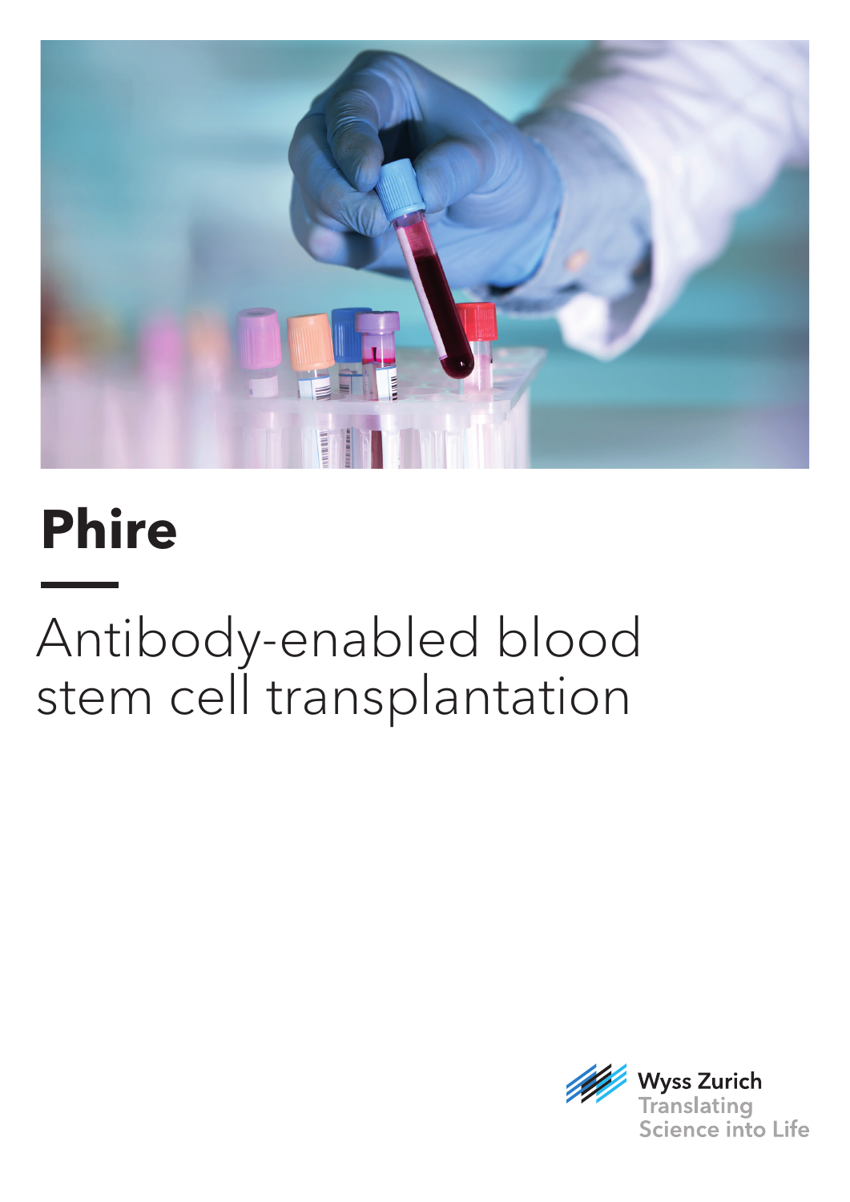# Phire

## Antibody-enabled blood stem cell transplantation

Wyss Zurich
Translating Science into Life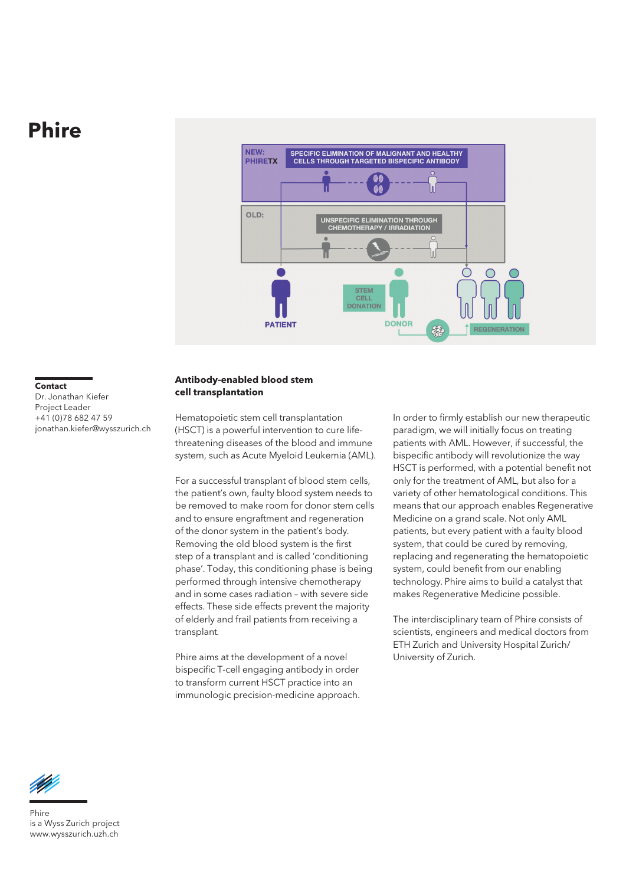# Phire

NEW: PHIRETX

SPECIFIC ELIMINATION OF MALIGNANT AND HEALTHY CELLS THROUGH TARGETED BISPECIFIC ANTIBODY

OLD:

UNSPECIFIC ELIMINATION THROUGH CHEMOTHERAPY / IRRADIATION

PATIENT

STEM CELL DONATION

DONOR

REGENERATION

**Contact**
Dr. Jonathan Kiefer
Project Leader
+41 (0)78 682 47 59
jonathan.kiefer@wysszurich.ch

## Antibody-enabled blood stem cell transplantation

Hematopoietic stem cell transplantation (HSCT) is a powerful intervention to cure life-threatening diseases of the blood and immune system, such as Acute Myeloid Leukemia (AML).

For a successful transplant of blood stem cells, the patient's own, faulty blood system needs to be removed to make room for donor stem cells and to ensure engraftment and regeneration of the donor system in the patient's body. Removing the old blood system is the first step of a transplant and is called 'conditioning phase'. Today, this conditioning phase is being performed through intensive chemotherapy and in some cases radiation – with severe side effects. These side effects prevent the majority of elderly and frail patients from receiving a transplant.

Phire aims at the development of a novel bispecific T-cell engaging antibody in order to transform current HSCT practice into an immunologic precision-medicine approach.

In order to firmly establish our new therapeutic paradigm, we will initially focus on treating patients with AML. However, if successful, the bispecific antibody will revolutionize the way HSCT is performed, with a potential benefit not only for the treatment of AML, but also for a variety of other hematological conditions. This means that our approach enables Regenerative Medicine on a grand scale. Not only AML patients, but every patient with a faulty blood system, that could be cured by removing, replacing and regenerating the hematopoietic system, could benefit from our enabling technology. Phire aims to build a catalyst that makes Regenerative Medicine possible.

The interdisciplinary team of Phire consists of scientists, engineers and medical doctors from ETH Zurich and University Hospital Zurich/ University of Zurich.

Phire
is a Wyss Zurich project
www.wysszurich.uzh.ch